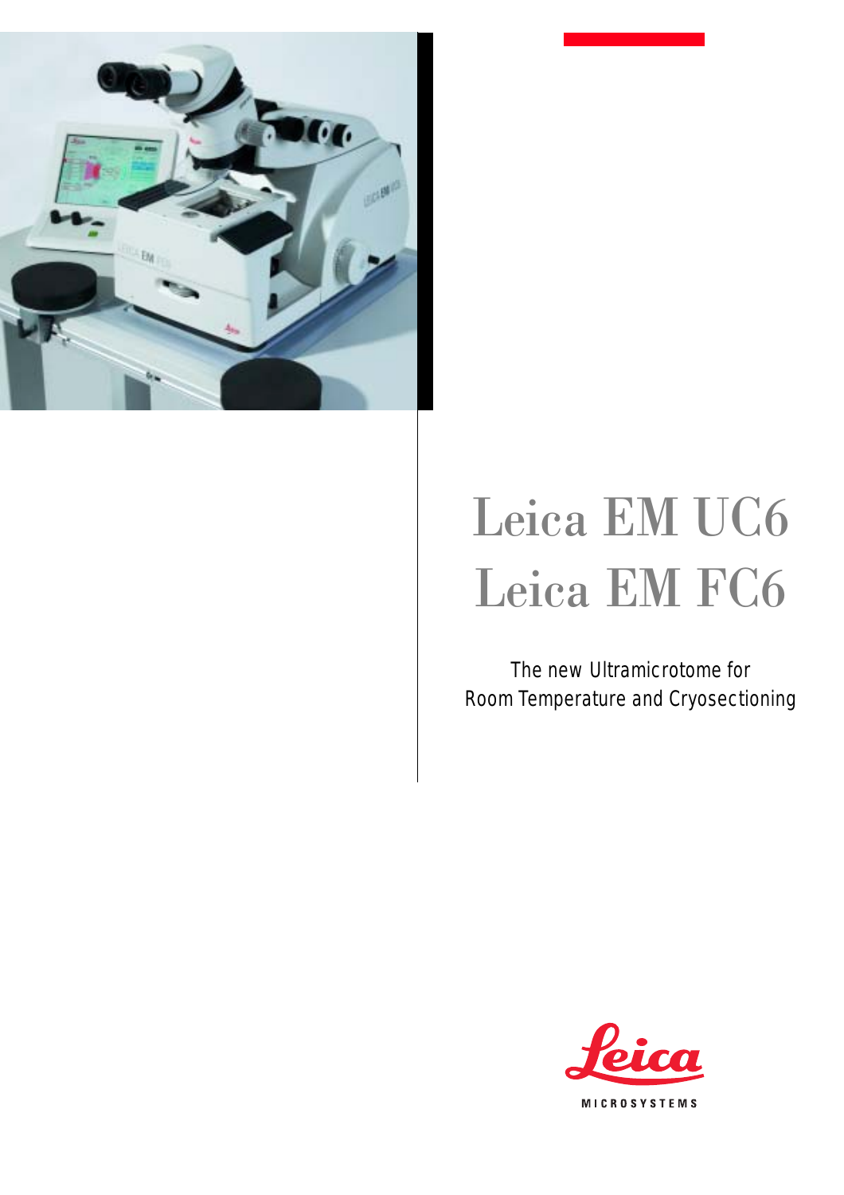# Leica EM UC6
# Leica EM FC6

The new Ultramicrotome for
Room Temperature and Cryosectioning

Leica
MICROSYSTEMS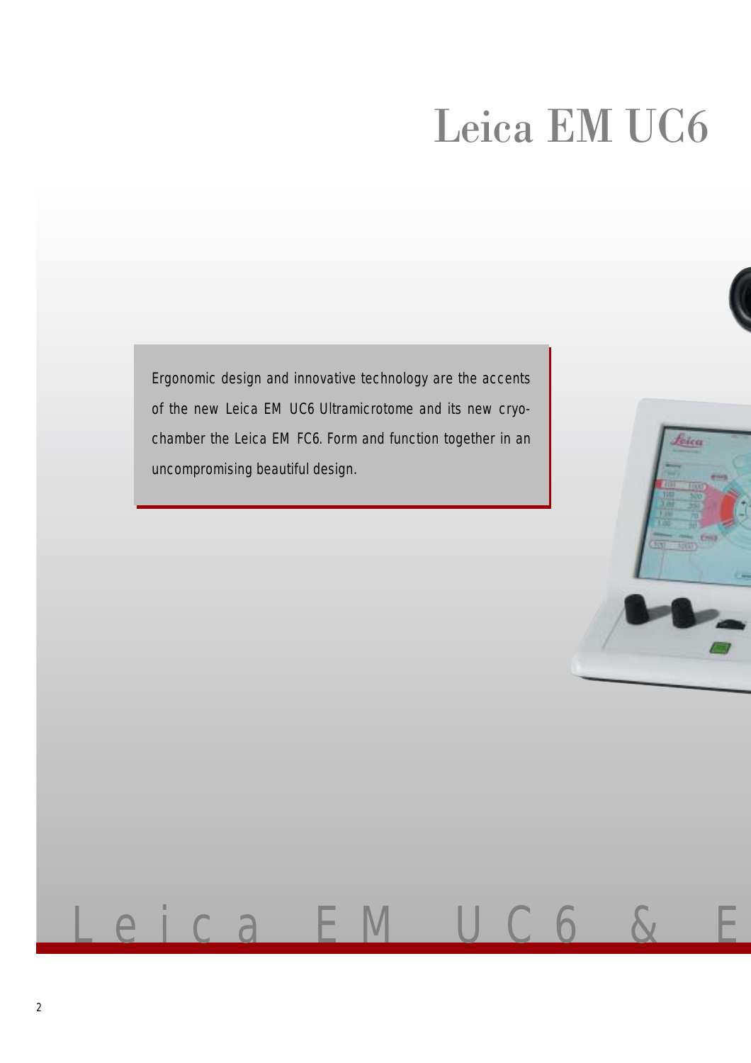# Leica EM UC6

Ergonomic design and innovative technology are the accents of the new Leica EM UC6 Ultramicrotome and its new cryo-chamber the Leica EM FC6. Form and function together in an uncompromising beautiful design.

Leica EM UC6 & E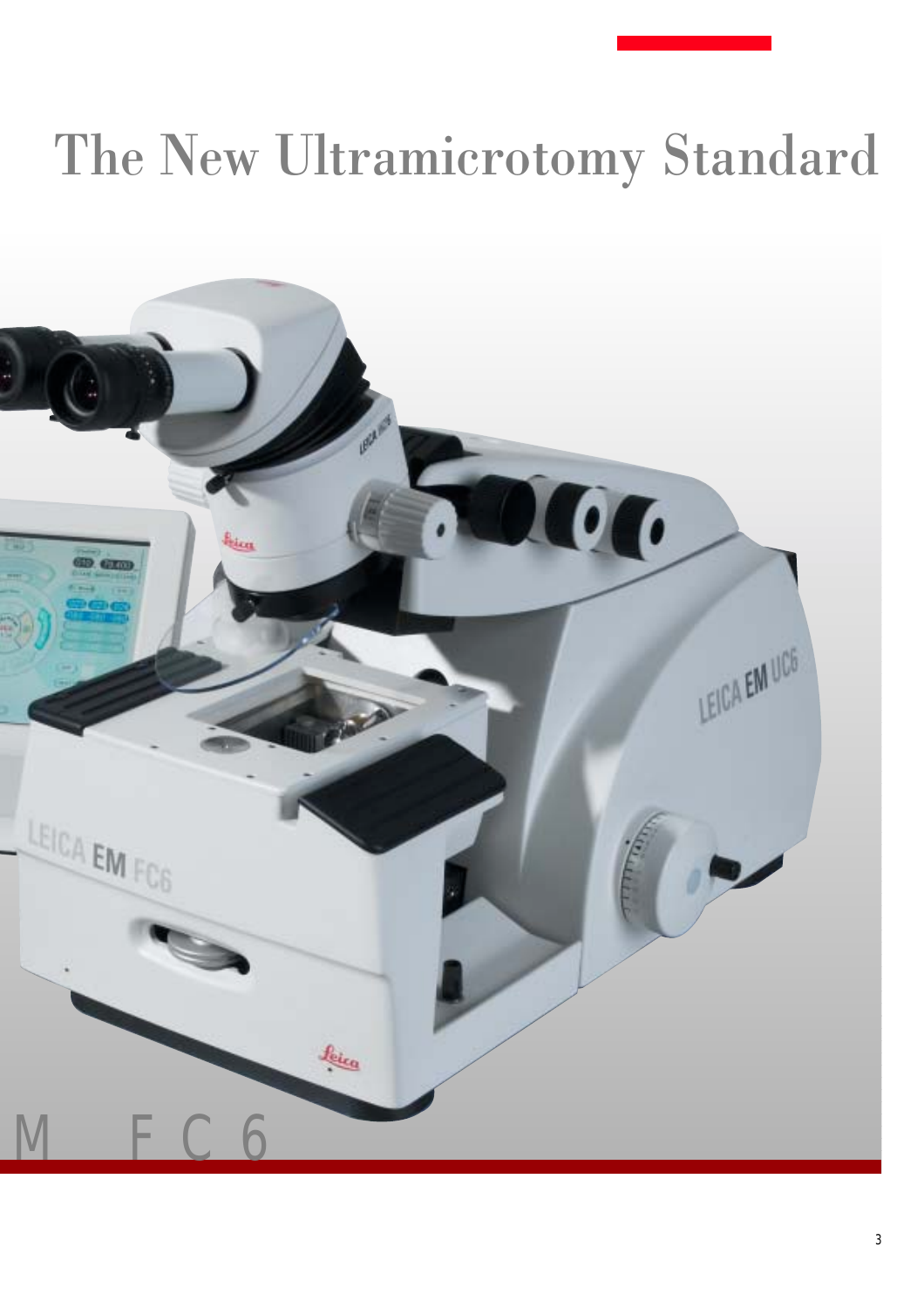# The New Ultramicrotomy Standard

M FC6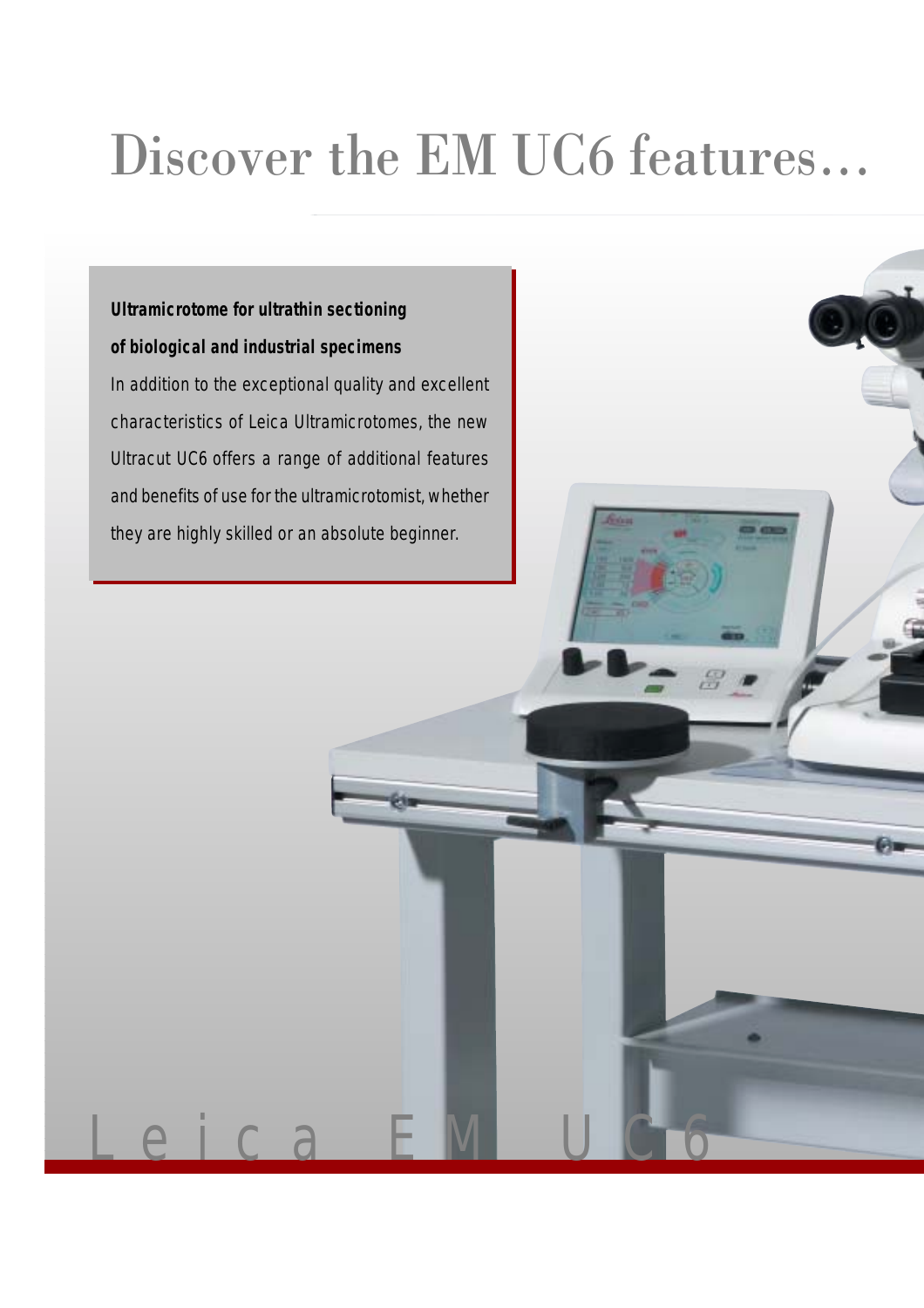# Discover the EM UC6 features…

**Ultramicrotome for ultrathin sectioning of biological and industrial specimens**

In addition to the exceptional quality and excellent characteristics of Leica Ultramicrotomes, the new Ultracut UC6 offers a range of additional features and benefits of use for the ultramicrotomist, whether they are highly skilled or an absolute beginner.

Leica EM UC6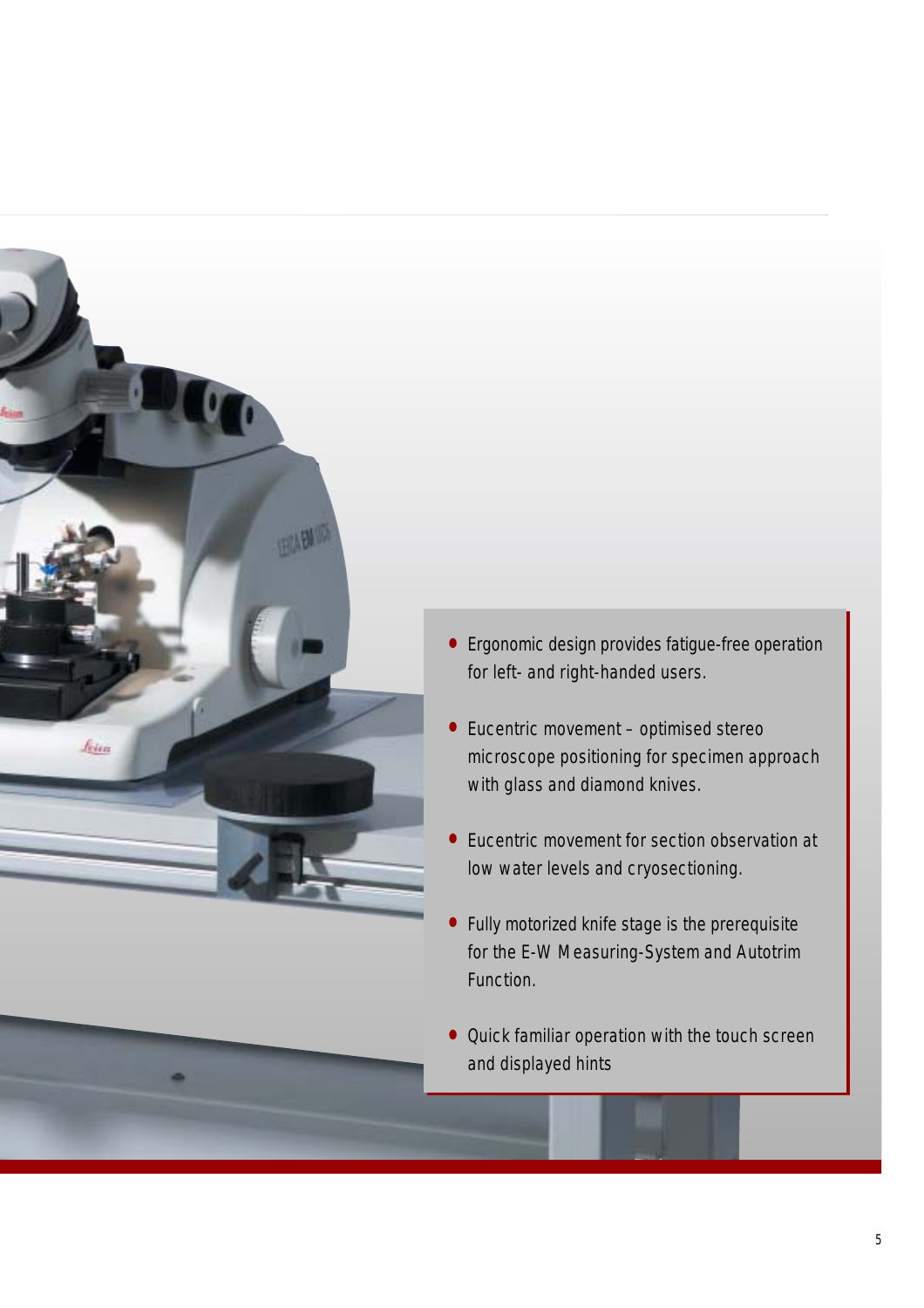- Ergonomic design provides fatigue-free operation for left- and right-handed users.
- Eucentric movement – optimised stereo microscope positioning for specimen approach with glass and diamond knives.
- Eucentric movement for section observation at low water levels and cryosectioning.
- Fully motorized knife stage is the prerequisite for the E-W Measuring-System and Autotrim Function.
- Quick familiar operation with the touch screen and displayed hints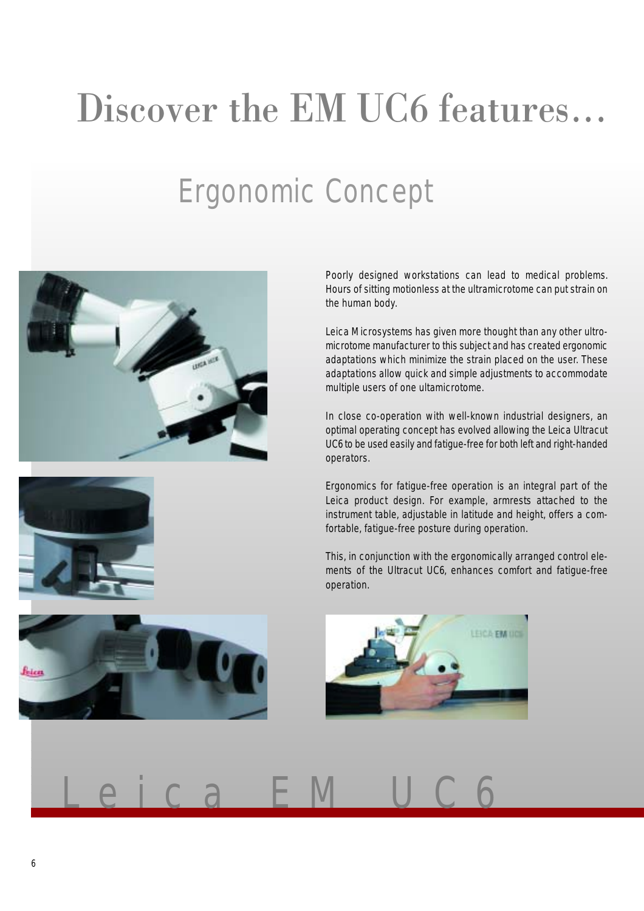# Discover the EM UC6 features…

## Ergonomic Concept

Poorly designed workstations can lead to medical problems. Hours of sitting motionless at the ultramicrotome can put strain on the human body.

Leica Microsystems has given more thought than any other ultromicrotome manufacturer to this subject and has created ergonomic adaptations which minimize the strain placed on the user. These adaptations allow quick and simple adjustments to accommodate multiple users of one ultamicrotome.

In close co-operation with well-known industrial designers, an optimal operating concept has evolved allowing the Leica Ultracut UC6 to be used easily and fatigue-free for both left and right-handed operators.

Ergonomics for fatigue-free operation is an integral part of the Leica product design. For example, armrests attached to the instrument table, adjustable in latitude and height, offers a comfortable, fatigue-free posture during operation.

This, in conjunction with the ergonomically arranged control elements of the Ultracut UC6, enhances comfort and fatigue-free operation.

Leica EM UC6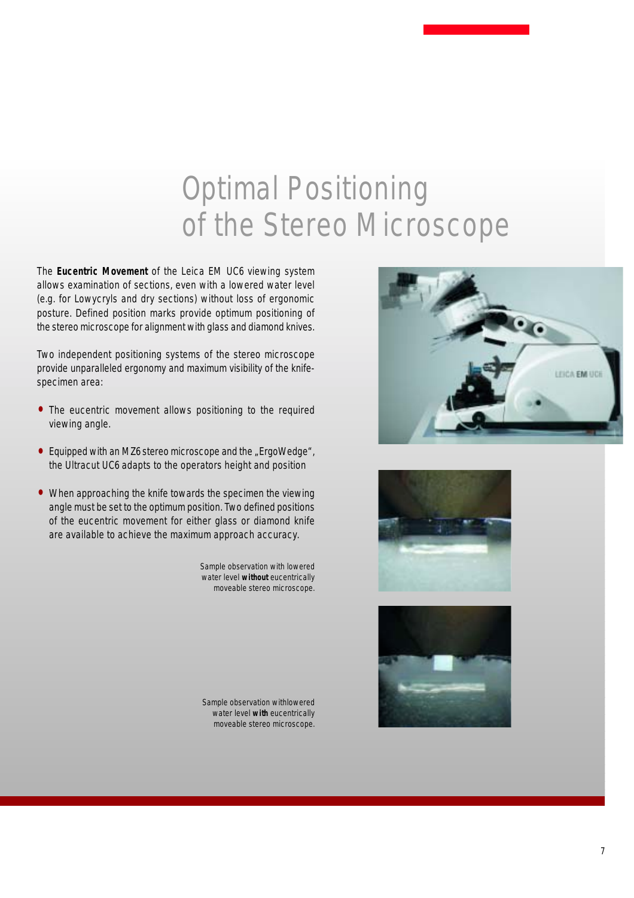# Optimal Positioning of the Stereo Microscope

The **Eucentric Movement** of the Leica EM UC6 viewing system allows examination of sections, even with a lowered water level (e.g. for Lowycryls and dry sections) without loss of ergonomic posture. Defined position marks provide optimum positioning of the stereo microscope for alignment with glass and diamond knives.

Two independent positioning systems of the stereo microscope provide unparalleled ergonomy and maximum visibility of the knife-specimen area:

- The eucentric movement allows positioning to the required viewing angle.
- Equipped with an MZ6 stereo microscope and the „ErgoWedge", the Ultracut UC6 adapts to the operators height and position
- When approaching the knife towards the specimen the viewing angle must be set to the optimum position. Two defined positions of the eucentric movement for either glass or diamond knife are available to achieve the maximum approach accuracy.

Sample observation with lowered water level **without** eucentrically moveable stereo microscope.

Sample observation withlowered water level **with** eucentrically moveable stereo microscope.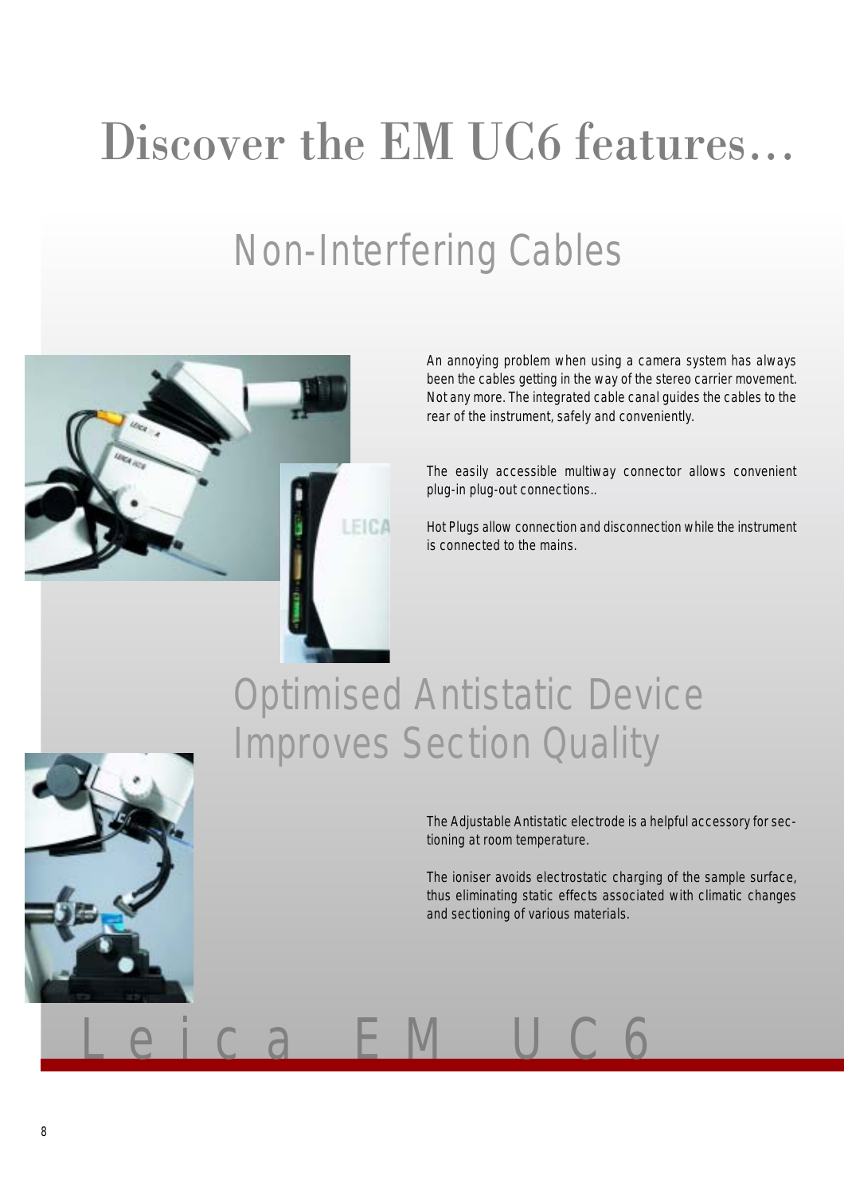# Discover the EM UC6 features...

## Non-Interfering Cables

An annoying problem when using a camera system has always been the cables getting in the way of the stereo carrier movement. Not any more. The integrated cable canal guides the cables to the rear of the instrument, safely and conveniently.

The easily accessible multiway connector allows convenient plug-in plug-out connections..

Hot Plugs allow connection and disconnection while the instrument is connected to the mains.

## Optimised Antistatic Device Improves Section Quality

The Adjustable Antistatic electrode is a helpful accessory for sectioning at room temperature.

The ioniser avoids electrostatic charging of the sample surface, thus eliminating static effects associated with climatic changes and sectioning of various materials.

Leica EM UC6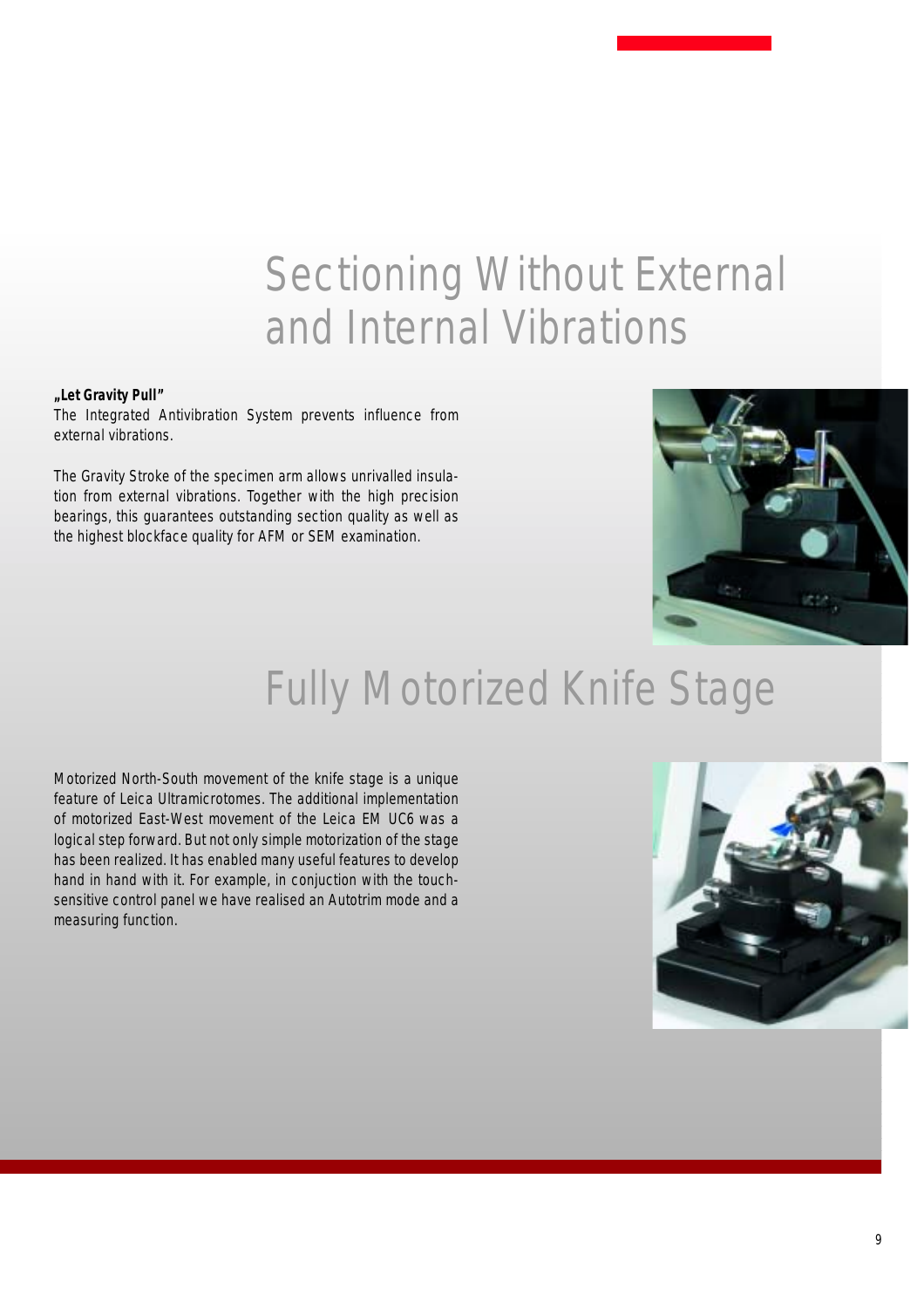# Sectioning Without External and Internal Vibrations

**„Let Gravity Pull"**

The Integrated Antivibration System prevents influence from external vibrations.

The Gravity Stroke of the specimen arm allows unrivalled insulation from external vibrations. Together with the high precision bearings, this guarantees outstanding section quality as well as the highest blockface quality for AFM or SEM examination.

# Fully Motorized Knife Stage

Motorized North-South movement of the knife stage is a unique feature of Leica Ultramicrotomes. The additional implementation of motorized East-West movement of the Leica EM UC6 was a logical step forward. But not only simple motorization of the stage has been realized. It has enabled many useful features to develop hand in hand with it. For example, in conjuction with the touch-sensitive control panel we have realised an Autotrim mode and a measuring function.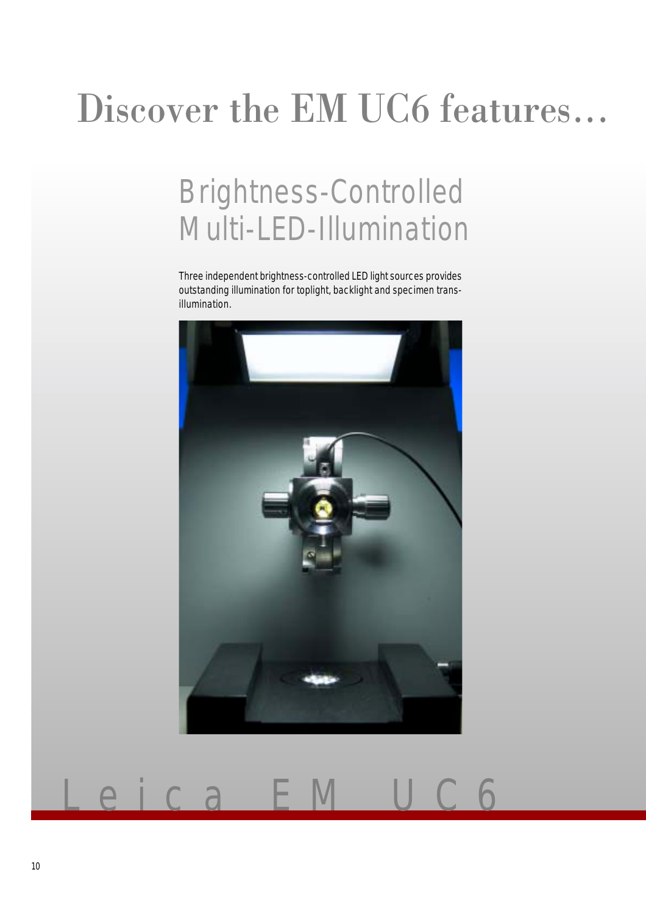# Discover the EM UC6 features…

## Brightness-Controlled Multi-LED-Illumination

Three independent brightness-controlled LED light sources provides outstanding illumination for toplight, backlight and specimen trans-illumination.

Leica EM UC6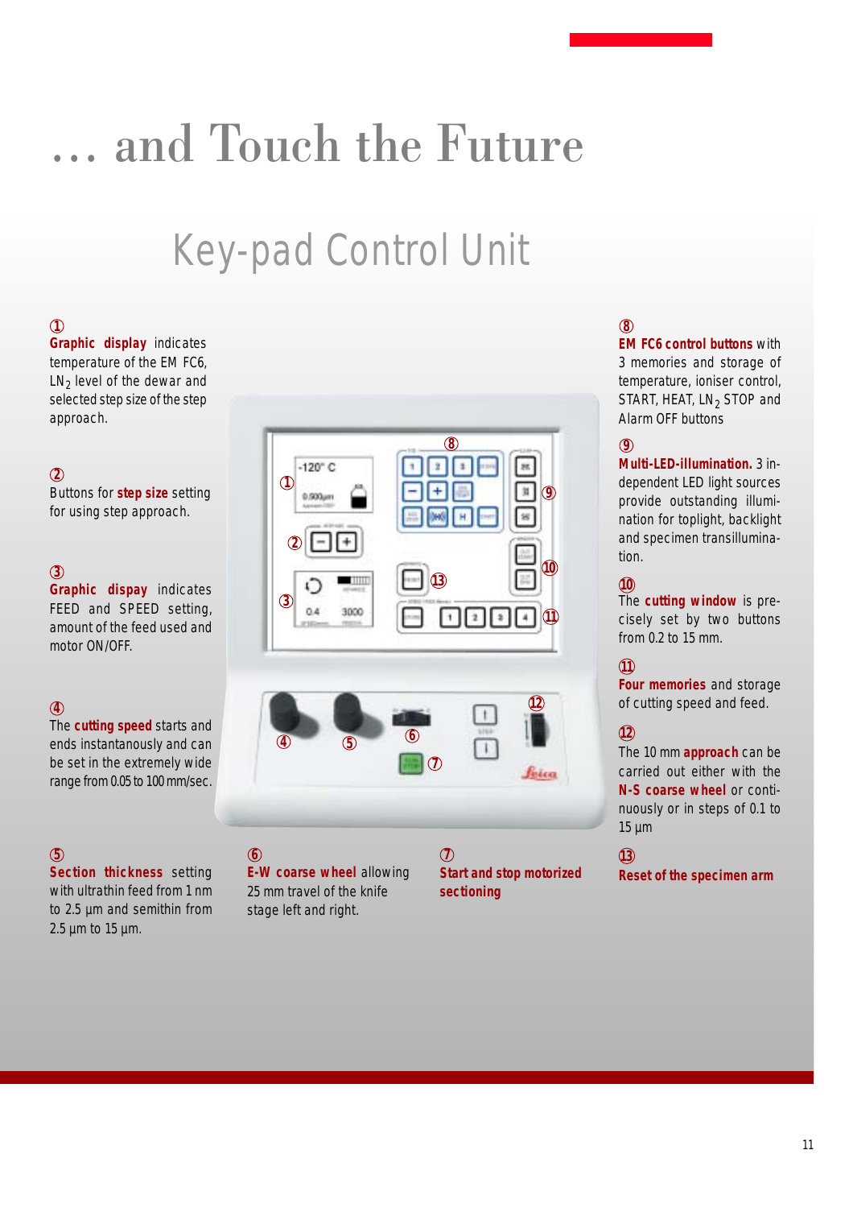# … and Touch the Future

## Key-pad Control Unit

① **Graphic display** indicates temperature of the EM FC6, $LN_2$ level of the dewar and selected step size of the step approach.

② Buttons for **step size** setting for using step approach.

③ **Graphic dispay** indicates FEED and SPEED setting, amount of the feed used and motor ON/OFF.

④ The **cutting speed** starts and ends instantanously and can be set in the extremely wide range from 0.05 to 100 mm/sec.

⑤ **Section thickness** setting with ultrathin feed from 1 nm to 2.5 µm and semithin from 2.5 µm to 15 µm.

⑥ **E-W coarse wheel** allowing 25 mm travel of the knife stage left and right.

⑦ **Start and stop motorized sectioning**

⑧ **EM FC6 control buttons** with 3 memories and storage of temperature, ioniser control, START, HEAT, $LN_2$ STOP and Alarm OFF buttons

⑨ **Multi-LED-illumination.** 3 independent LED light sources provide outstanding illumination for toplight, backlight and specimen transillumination.

⑩ The **cutting window** is precisely set by two buttons from 0.2 to 15 mm.

⑪ **Four memories** and storage of cutting speed and feed.

⑫ The 10 mm **approach** can be carried out either with the **N-S coarse wheel** or continuously or in steps of 0.1 to 15 µm

⑬ **Reset of the specimen arm**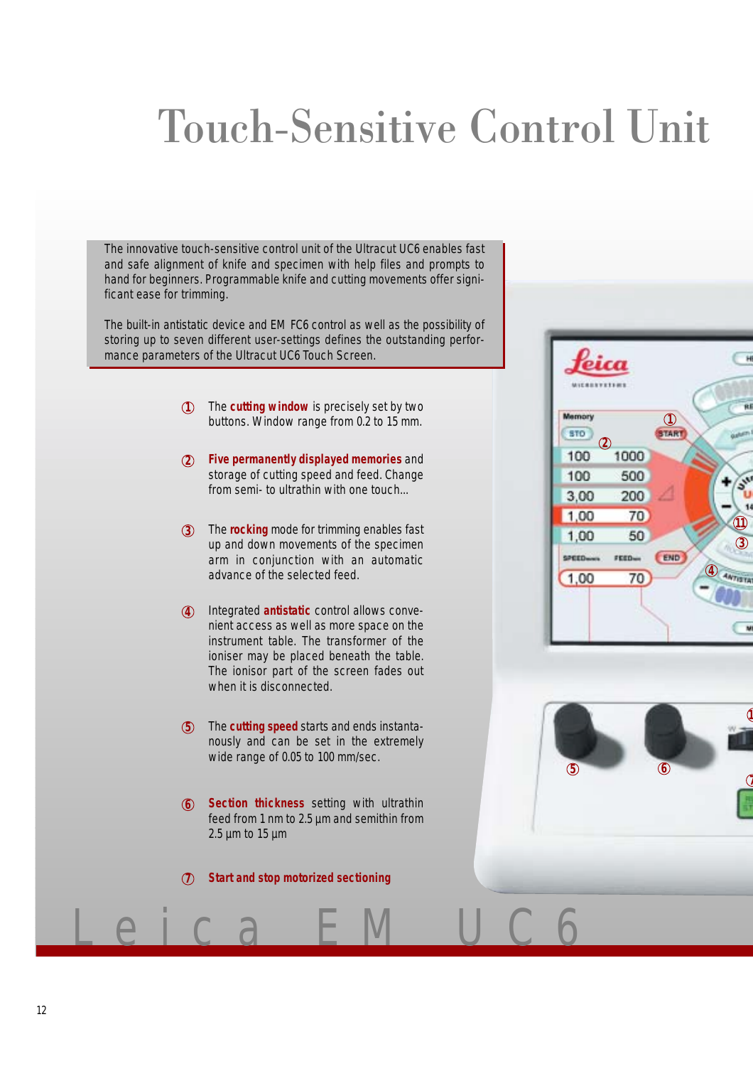# Touch-Sensitive Control Unit

The innovative touch-sensitive control unit of the Ultracut UC6 enables fast and safe alignment of knife and specimen with help files and prompts to hand for beginners. Programmable knife and cutting movements offer significant ease for trimming.

The built-in antistatic device and EM FC6 control as well as the possibility of storing up to seven different user-settings defines the outstanding performance parameters of the Ultracut UC6 Touch Screen.

1. The **cutting window** is precisely set by two buttons. Window range from 0.2 to 15 mm.
2. **Five permanently displayed memories** and storage of cutting speed and feed. Change from semi- to ultrathin with one touch...
3. The **rocking** mode for trimming enables fast up and down movements of the specimen arm in conjunction with an automatic advance of the selected feed.
4. Integrated **antistatic** control allows convenient access as well as more space on the instrument table. The transformer of the ioniser may be placed beneath the table. The ionisor part of the screen fades out when it is disconnected.
5. The **cutting speed** starts and ends instantanously and can be set in the extremely wide range of 0.05 to 100 mm/sec.
6. **Section thickness** setting with ultrathin feed from 1 nm to 2.5 µm and semithin from 2.5 µm to 15 µm
7. **Start and stop motorized sectioning**

Leica EM UC6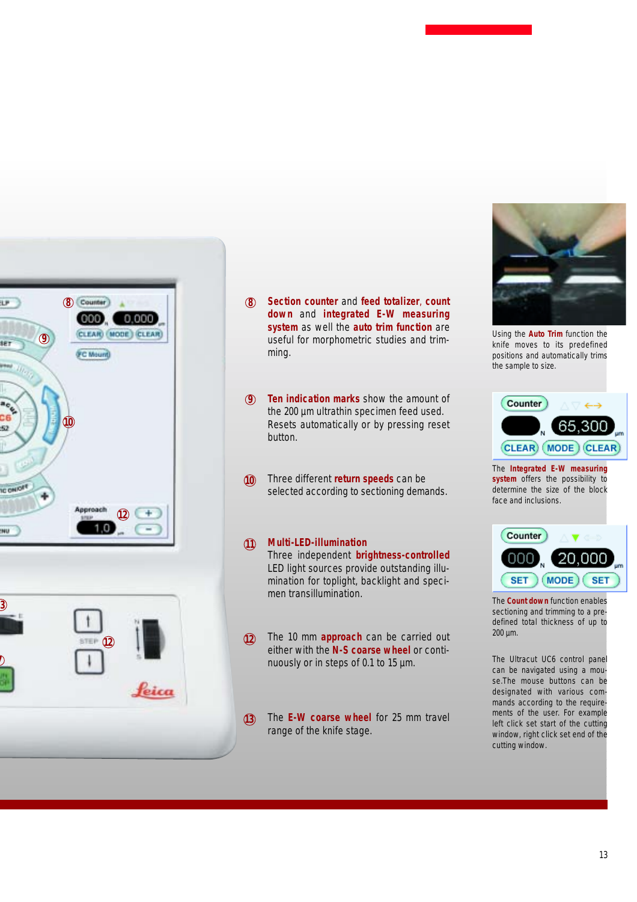⑧ **Section counter** and **feed totalizer**, **count down** and **integrated E-W measuring system** as well the **auto trim function** are useful for morphometric studies and trimming.

⑨ **Ten indication marks** show the amount of the 200 µm ultrathin specimen feed used. Resets automatically or by pressing reset button.

⑩ Three different **return speeds** can be selected according to sectioning demands.

⑪ **Multi-LED-illumination**
Three independent **brightness-controlled** LED light sources provide outstanding illumination for toplight, backlight and specimen transillumination.

⑫ The 10 mm **approach** can be carried out either with the **N-S coarse wheel** or continuously or in steps of 0.1 to 15 µm.

⑬ The **E-W coarse wheel** for 25 mm travel range of the knife stage.

Using the **Auto Trim** function the knife moves to its predefined positions and automatically trims the sample to size.

The **Integrated E-W measuring system** offers the possibility to determine the size of the block face and inclusions.

The **Count down** function enables sectioning and trimming to a predefined total thickness of up to 200 µm.

The Ultracut UC6 control panel can be navigated using a mouse.The mouse buttons can be designated with various commands according to the requirements of the user. For example left click set start of the cutting window, right click set end of the cutting window.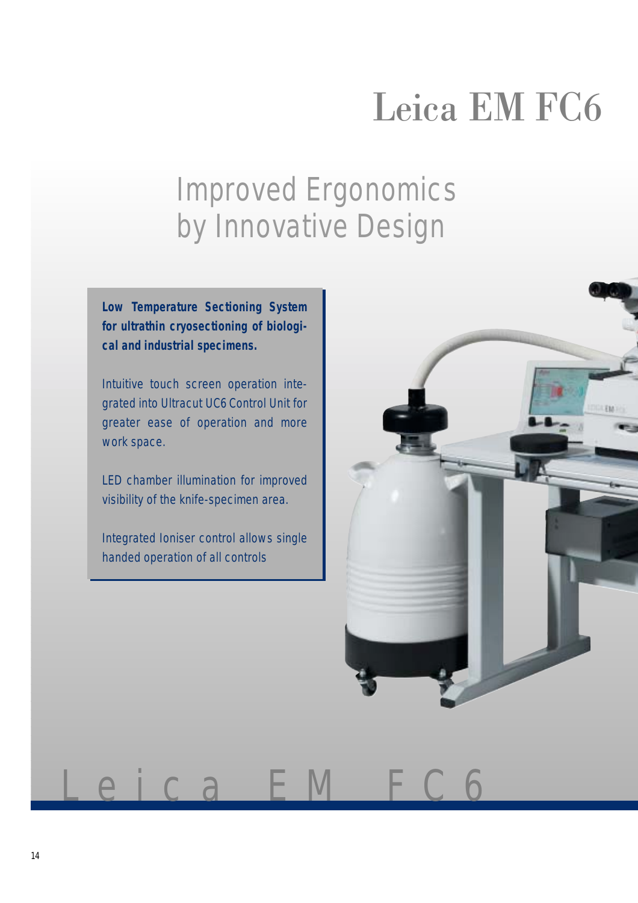# Leica EM FC6

## Improved Ergonomics by Innovative Design

**Low Temperature Sectioning System for ultrathin cryosectioning of biological and industrial specimens.**

Intuitive touch screen operation integrated into Ultracut UC6 Control Unit for greater ease of operation and more work space.

LED chamber illumination for improved visibility of the knife-specimen area.

Integrated Ioniser control allows single handed operation of all controls

Leica EM FC6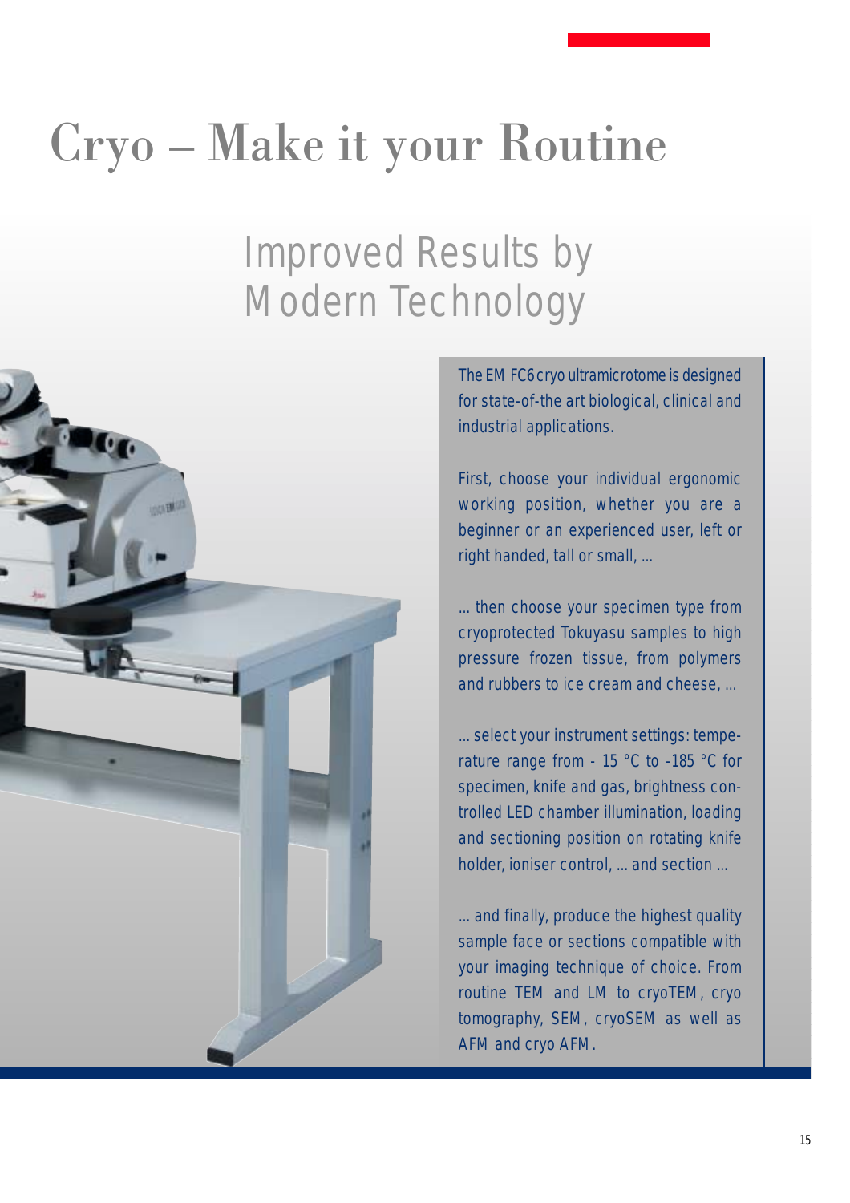# Cryo – Make it your Routine

## Improved Results by Modern Technology

The EM FC6 cryo ultramicrotome is designed for state-of-the art biological, clinical and industrial applications.

First, choose your individual ergonomic working position, whether you are a beginner or an experienced user, left or right handed, tall or small, ...

... then choose your specimen type from cryoprotected Tokuyasu samples to high pressure frozen tissue, from polymers and rubbers to ice cream and cheese, ...

... select your instrument settings: temperature range from - 15 °C to -185 °C for specimen, knife and gas, brightness controlled LED chamber illumination, loading and sectioning position on rotating knife holder, ioniser control, ... and section ...

... and finally, produce the highest quality sample face or sections compatible with your imaging technique of choice. From routine TEM and LM to cryoTEM, cryo tomography, SEM, cryoSEM as well as AFM and cryo AFM.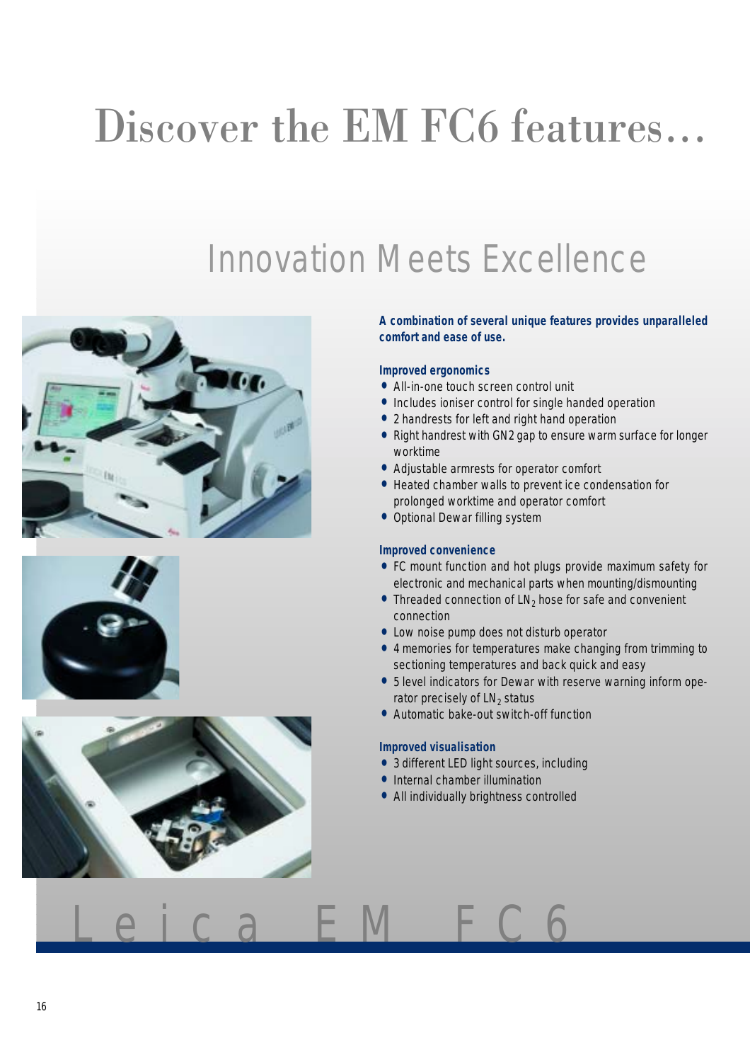# Discover the EM FC6 features…

## Innovation Meets Excellence

**A combination of several unique features provides unparalleled comfort and ease of use.**

**Improved ergonomics**

- All-in-one touch screen control unit
- Includes ioniser control for single handed operation
- 2 handrests for left and right hand operation
- Right handrest with GN2 gap to ensure warm surface for longer worktime
- Adjustable armrests for operator comfort
- Heated chamber walls to prevent ice condensation for prolonged worktime and operator comfort
- Optional Dewar filling system

**Improved convenience**

- FC mount function and hot plugs provide maximum safety for electronic and mechanical parts when mounting/dismounting
- Threaded connection of $LN_2$ hose for safe and convenient connection
- Low noise pump does not disturb operator
- 4 memories for temperatures make changing from trimming to sectioning temperatures and back quick and easy
- 5 level indicators for Dewar with reserve warning inform operator precisely of $LN_2$ status
- Automatic bake-out switch-off function

**Improved visualisation**

- 3 different LED light sources, including
- Internal chamber illumination
- All individually brightness controlled

Leica EM FC6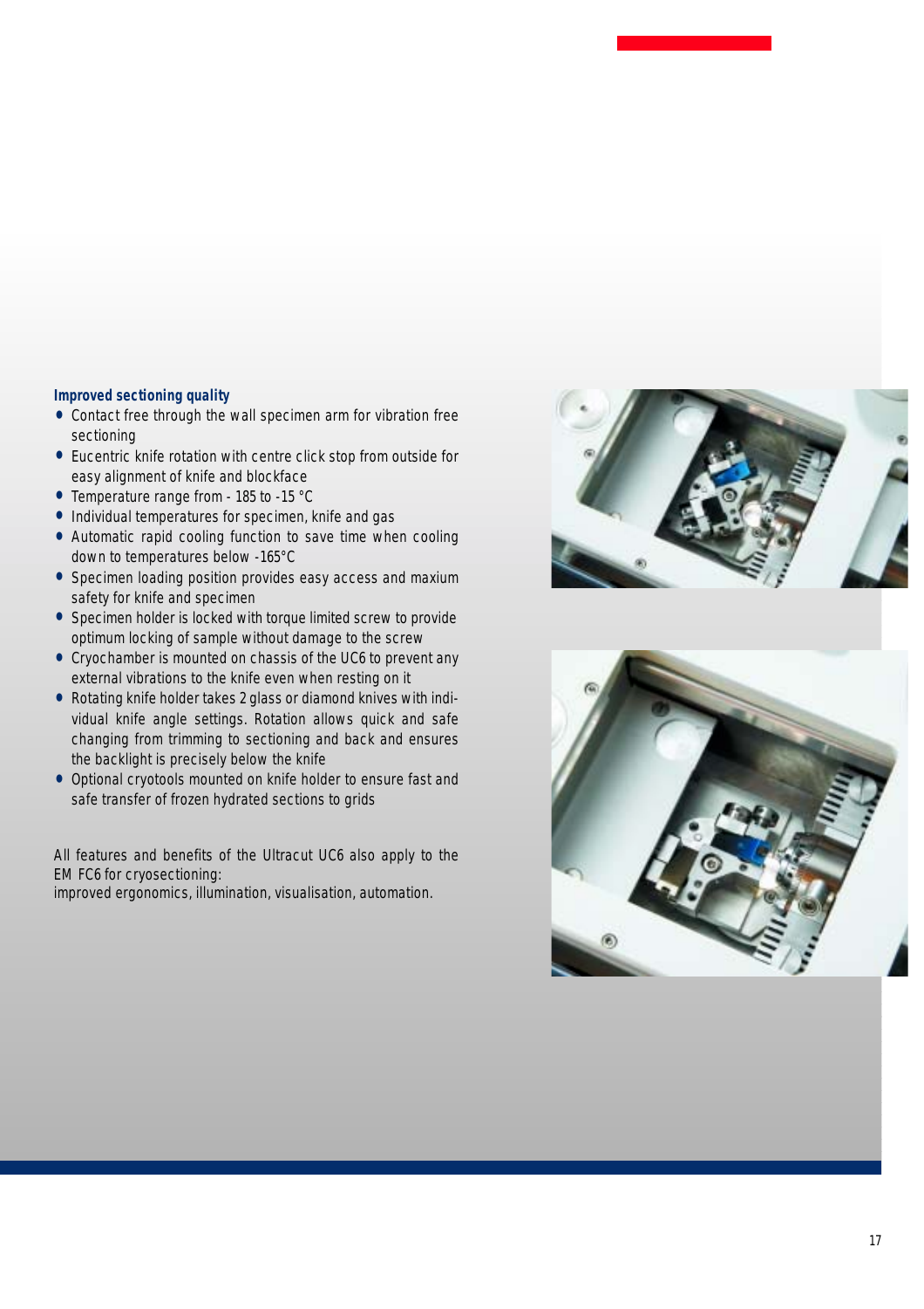### Improved sectioning quality

- Contact free through the wall specimen arm for vibration free sectioning
- Eucentric knife rotation with centre click stop from outside for easy alignment of knife and blockface
- Temperature range from - 185 to -15 °C
- Individual temperatures for specimen, knife and gas
- Automatic rapid cooling function to save time when cooling down to temperatures below -165°C
- Specimen loading position provides easy access and maxium safety for knife and specimen
- Specimen holder is locked with torque limited screw to provide optimum locking of sample without damage to the screw
- Cryochamber is mounted on chassis of the UC6 to prevent any external vibrations to the knife even when resting on it
- Rotating knife holder takes 2 glass or diamond knives with individual knife angle settings. Rotation allows quick and safe changing from trimming to sectioning and back and ensures the backlight is precisely below the knife
- Optional cryotools mounted on knife holder to ensure fast and safe transfer of frozen hydrated sections to grids

All features and benefits of the Ultracut UC6 also apply to the EM FC6 for cryosectioning:
improved ergonomics, illumination, visualisation, automation.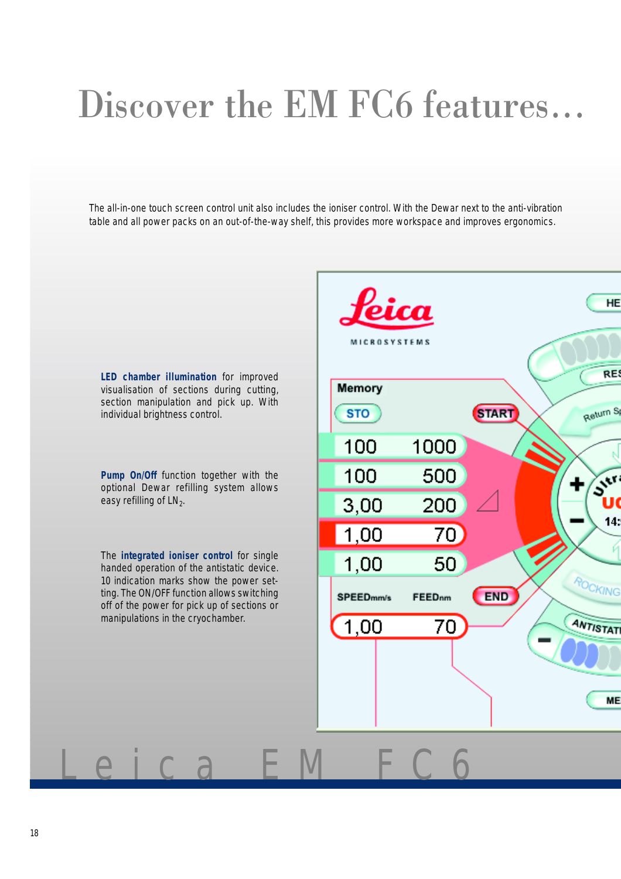# Discover the EM FC6 features…

The all-in-one touch screen control unit also includes the ioniser control. With the Dewar next to the anti-vibration table and all power packs on an out-of-the-way shelf, this provides more workspace and improves ergonomics.

**LED chamber illumination** for improved visualisation of sections during cutting, section manipulation and pick up. With individual brightness control.

**Pump On/Off** function together with the optional Dewar refilling system allows easy refilling of $LN_2$.

The **integrated ioniser control** for single handed operation of the antistatic device. 10 indication marks show the power setting. The ON/OFF function allows switching off of the power for pick up of sections or manipulations in the cryochamber.

Leica EM FC6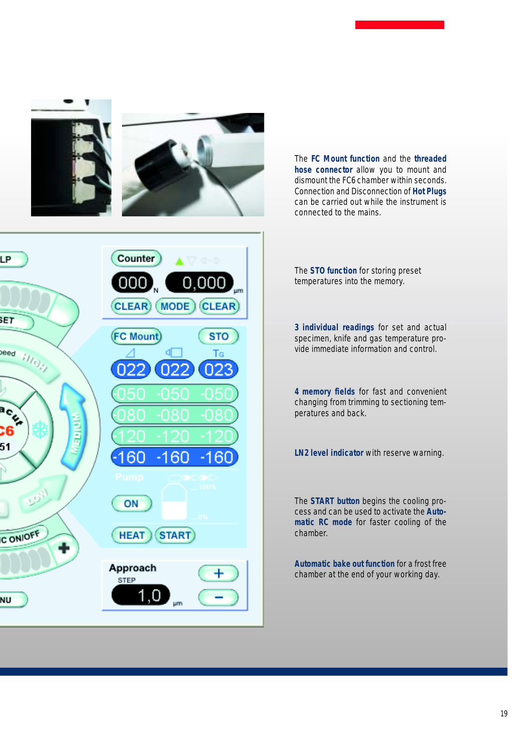The **FC Mount function** and the **threaded hose connector** allow you to mount and dismount the FC6 chamber within seconds. Connection and Disconnection of **Hot Plugs** can be carried out while the instrument is connected to the mains.

The **STO function** for storing preset temperatures into the memory.

**3 individual readings** for set and actual specimen, knife and gas temperature provide immediate information and control.

**4 memory fields** for fast and convenient changing from trimming to sectioning temperatures and back.

**LN2 level indicator** with reserve warning.

The **START button** begins the cooling process and can be used to activate the **Automatic RC mode** for faster cooling of the chamber.

**Automatic bake out function** for a frost free chamber at the end of your working day.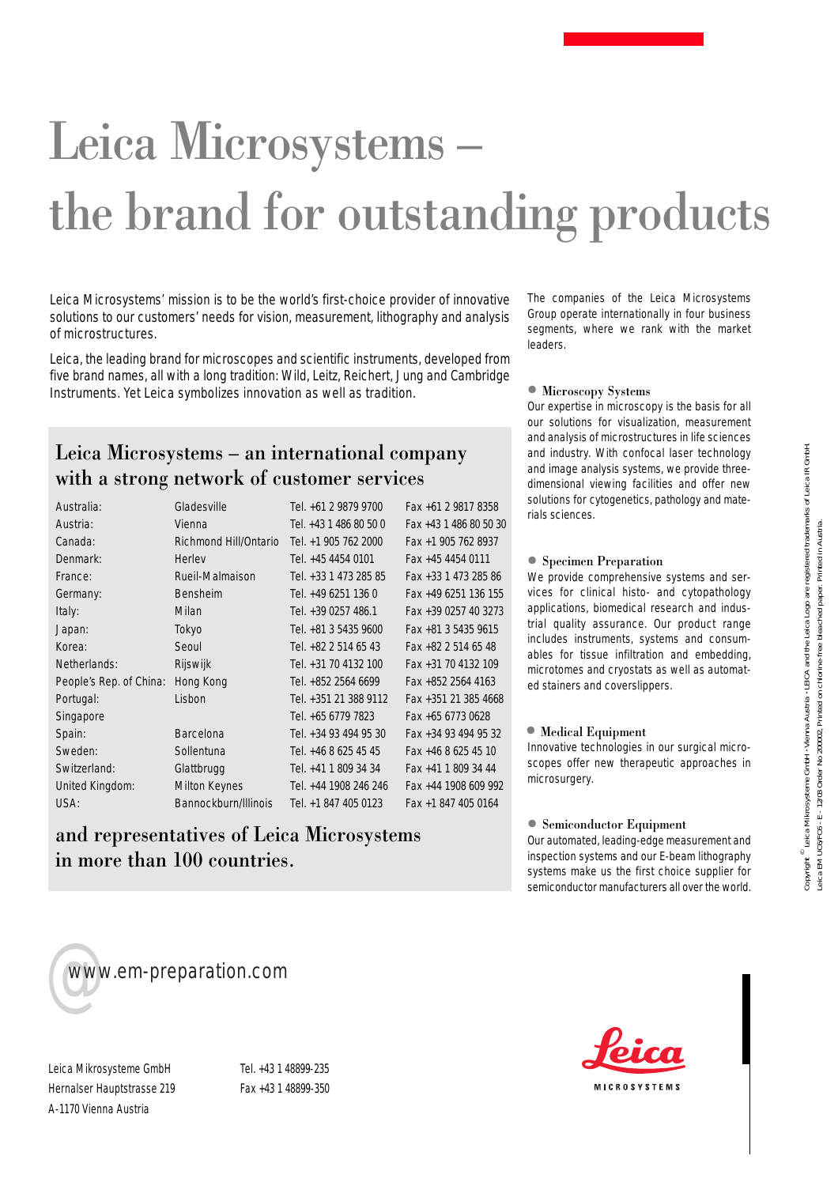# Leica Microsystems – the brand for outstanding products

Leica Microsystems' mission is to be the world's first-choice provider of innovative solutions to our customers' needs for vision, measurement, lithography and analysis of microstructures.

Leica, the leading brand for microscopes and scientific instruments, developed from five brand names, all with a long tradition: Wild, Leitz, Reichert, Jung and Cambridge Instruments. Yet Leica symbolizes innovation as well as tradition.

## Leica Microsystems – an international company with a strong network of customer services

| | | | |
|---|---|---|---|
| Australia: | Gladesville | Tel. +61 2 9879 9700 | Fax +61 2 9817 8358 |
| Austria: | Vienna | Tel. +43 1 486 80 50 0 | Fax +43 1 486 80 50 30 |
| Canada: | Richmond Hill/Ontario | Tel. +1 905 762 2000 | Fax +1 905 762 8937 |
| Denmark: | Herlev | Tel. +45 4454 0101 | Fax +45 4454 0111 |
| France: | Rueil-Malmaison | Tel. +33 1 473 285 85 | Fax +33 1 473 285 86 |
| Germany: | Bensheim | Tel. +49 6251 136 0 | Fax +49 6251 136 155 |
| Italy: | Milan | Tel. +39 0257 486.1 | Fax +39 0257 40 3273 |
| Japan: | Tokyo | Tel. +81 3 5435 9600 | Fax +81 3 5435 9615 |
| Korea: | Seoul | Tel. +82 2 514 65 43 | Fax +82 2 514 65 48 |
| Netherlands: | Rijswijk | Tel. +31 70 4132 100 | Fax +31 70 4132 109 |
| People's Rep. of China: | Hong Kong | Tel. +852 2564 6699 | Fax +852 2564 4163 |
| Portugal: | Lisbon | Tel. +351 21 388 9112 | Fax +351 21 385 4668 |
| Singapore | | Tel. +65 6779 7823 | Fax +65 6773 0628 |
| Spain: | Barcelona | Tel. +34 93 494 95 30 | Fax +34 93 494 95 32 |
| Sweden: | Sollentuna | Tel. +46 8 625 45 45 | Fax +46 8 625 45 10 |
| Switzerland: | Glattbrugg | Tel. +41 1 809 34 34 | Fax +41 1 809 34 44 |
| United Kingdom: | Milton Keynes | Tel. +44 1908 246 246 | Fax +44 1908 609 992 |
| USA: | Bannockburn/Illinois | Tel. +1 847 405 0123 | Fax +1 847 405 0164 |

## and representatives of Leica Microsystems in more than 100 countries.

The companies of the Leica Microsystems Group operate internationally in four business segments, where we rank with the market leaders.

### Microscopy Systems

Our expertise in microscopy is the basis for all our solutions for visualization, measurement and analysis of microstructures in life sciences and industry. With confocal laser technology and image analysis systems, we provide three-dimensional viewing facilities and offer new solutions for cytogenetics, pathology and materials sciences.

### Specimen Preparation

We provide comprehensive systems and services for clinical histo- and cytopathology applications, biomedical research and industrial quality assurance. Our product range includes instruments, systems and consumables for tissue infiltration and embedding, microtomes and cryostats as well as automated stainers and coverslippers.

### Medical Equipment

Innovative technologies in our surgical microscopes offer new therapeutic approaches in microsurgery.

### Semiconductor Equipment

Our automated, leading-edge measurement and inspection systems and our E-beam lithography systems make us the first choice supplier for semiconductor manufacturers all over the world.

www.em-preparation.com

Leica Mikrosysteme GmbH
Hernalser Hauptstrasse 219
A-1170 Vienna Austria

Tel. +43 1 48899-235
Fax +43 1 48899-350

Copyright © Leica Mikrosysteme GmbH • Vienna Austria • LEICA and the Leica Logo are registered trademarks of Leica IR GmbH
Leica EM UC6/FC6 - E - 12/03 Order No 200002, Printed on chlorine-free bleached paper. Printed in Austria.